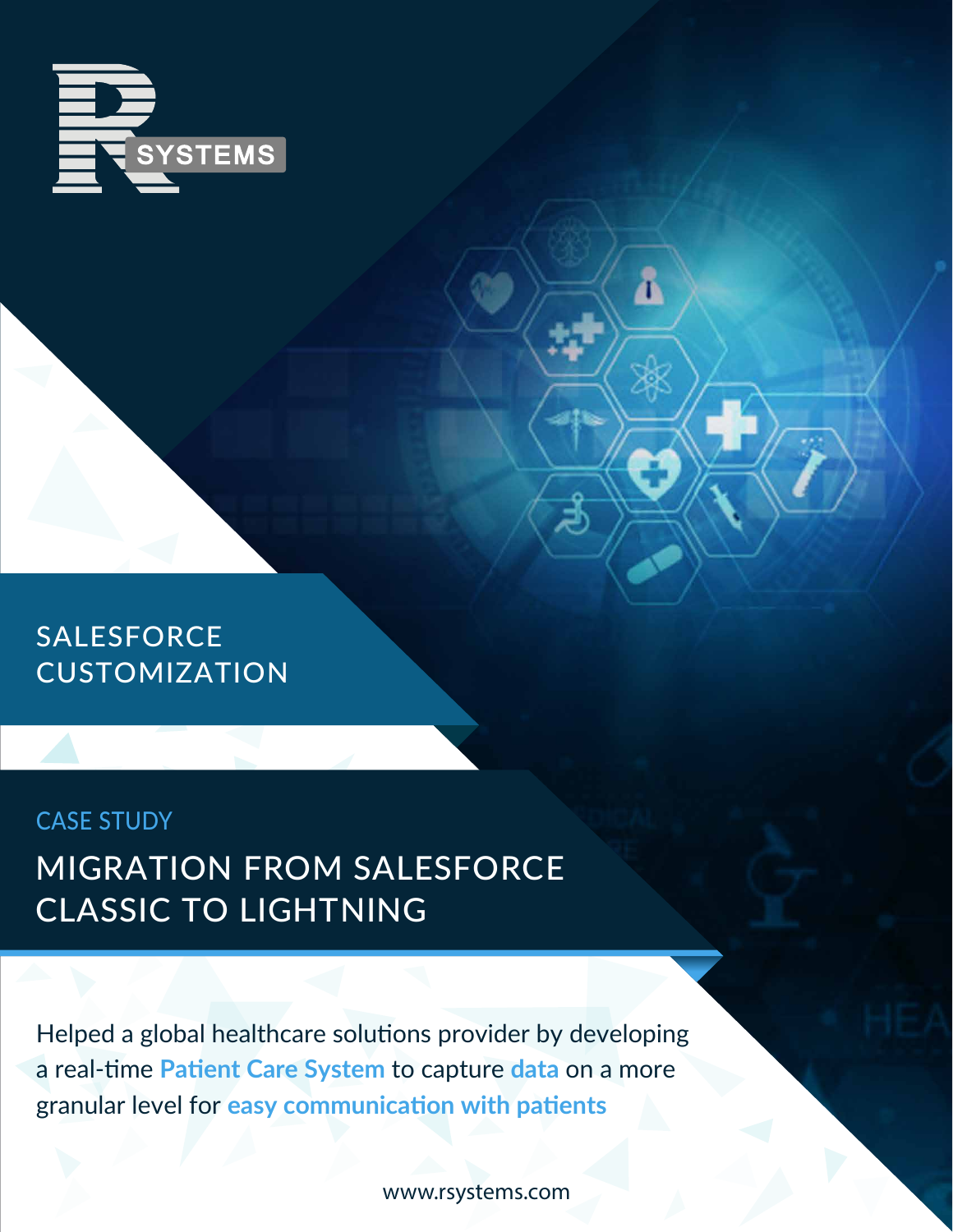R SYSTEMS

## SALESFORCE CUSTOMIZATION

CASE STUDY

# MIGRATION FROM SALESFORCE CLASSIC TO LIGHTNING

Helped a global healthcare solutions provider by developing a real-time **Patient Care System** to capture **data** on a more granular level for **easy communication with patients**

www.rsystems.com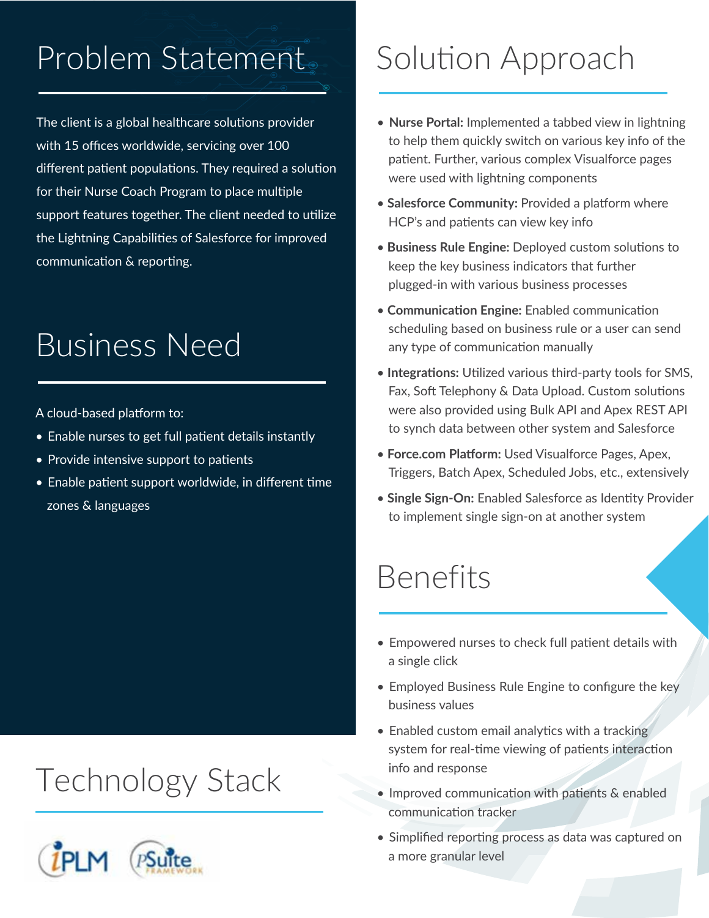# Problem Statement

The client is a global healthcare solutions provider with 15 offices worldwide, servicing over 100 different patient populations. They required a solution for their Nurse Coach Program to place multiple support features together. The client needed to utilize the Lightning Capabilities of Salesforce for improved communication & reporting.

# Business Need

A cloud-based platform to:

- Enable nurses to get full patient details instantly
- Provide intensive support to patients
- Enable patient support worldwide, in different time zones & languages

# Technology Stack

iPLM pSuite FRAMEWORK

# Solution Approach

- **Nurse Portal:** Implemented a tabbed view in lightning to help them quickly switch on various key info of the patient. Further, various complex Visualforce pages were used with lightning components
- **Salesforce Community:** Provided a platform where HCP's and patients can view key info
- **Business Rule Engine:** Deployed custom solutions to keep the key business indicators that further plugged-in with various business processes
- **Communication Engine:** Enabled communication scheduling based on business rule or a user can send any type of communication manually
- **Integrations:** Utilized various third-party tools for SMS, Fax, Soft Telephony & Data Upload. Custom solutions were also provided using Bulk API and Apex REST API to synch data between other system and Salesforce
- **Force.com Platform:** Used Visualforce Pages, Apex, Triggers, Batch Apex, Scheduled Jobs, etc., extensively
- **Single Sign-On:** Enabled Salesforce as Identity Provider to implement single sign-on at another system

# Benefits

- Empowered nurses to check full patient details with a single click
- Employed Business Rule Engine to configure the key business values
- Enabled custom email analytics with a tracking system for real-time viewing of patients interaction info and response
- Improved communication with patients & enabled communication tracker
- Simplified reporting process as data was captured on a more granular level